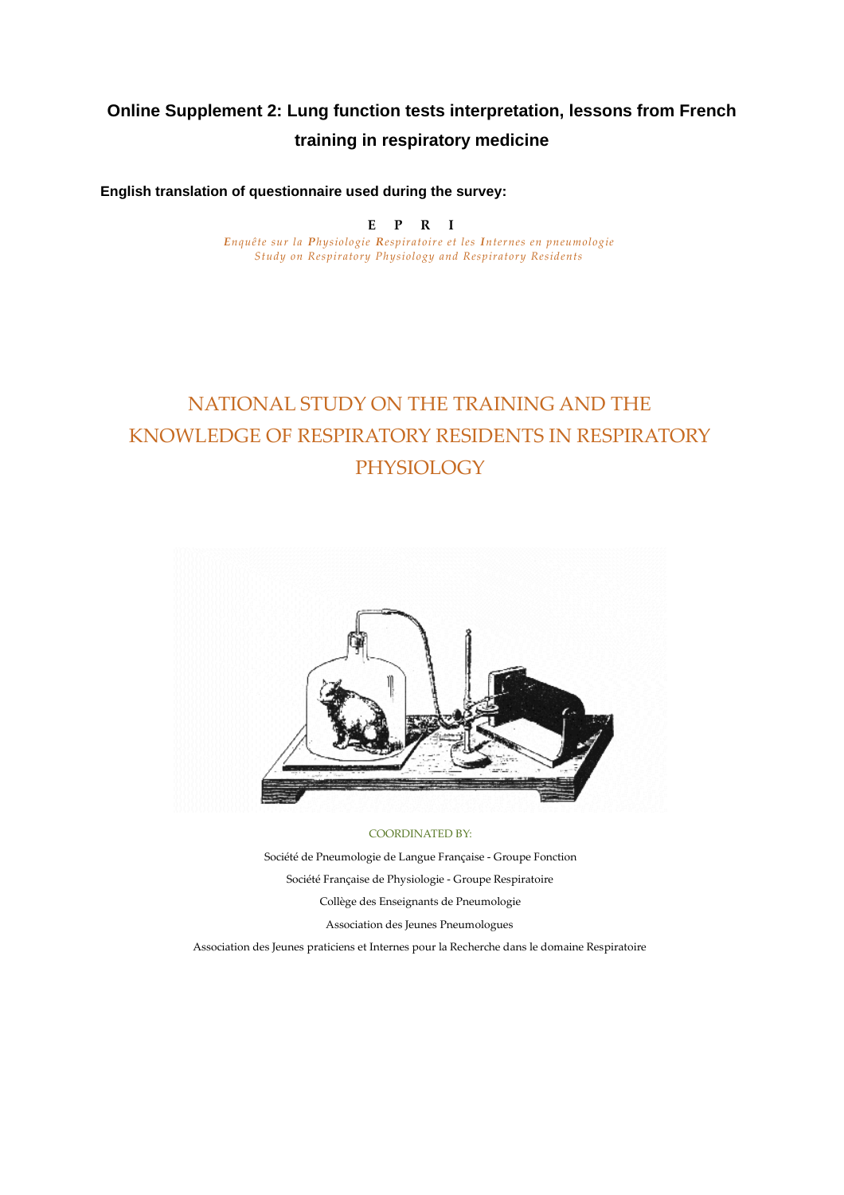# Online Supplement 2: Lung function tests interpretation, lessons from French training in respiratory medicine

**English translation of questionnaire used during the survey:**

**E P R I**

*Enquête sur la Physiologie Respiratoire et les Internes en pneumologie*
*Study on Respiratory Physiology and Respiratory Residents*

## NATIONAL STUDY ON THE TRAINING AND THE KNOWLEDGE OF RESPIRATORY RESIDENTS IN RESPIRATORY PHYSIOLOGY

COORDINATED BY:

Société de Pneumologie de Langue Française - Groupe Fonction

Société Française de Physiologie - Groupe Respiratoire

Collège des Enseignants de Pneumologie

Association des Jeunes Pneumologues

Association des Jeunes praticiens et Internes pour la Recherche dans le domaine Respiratoire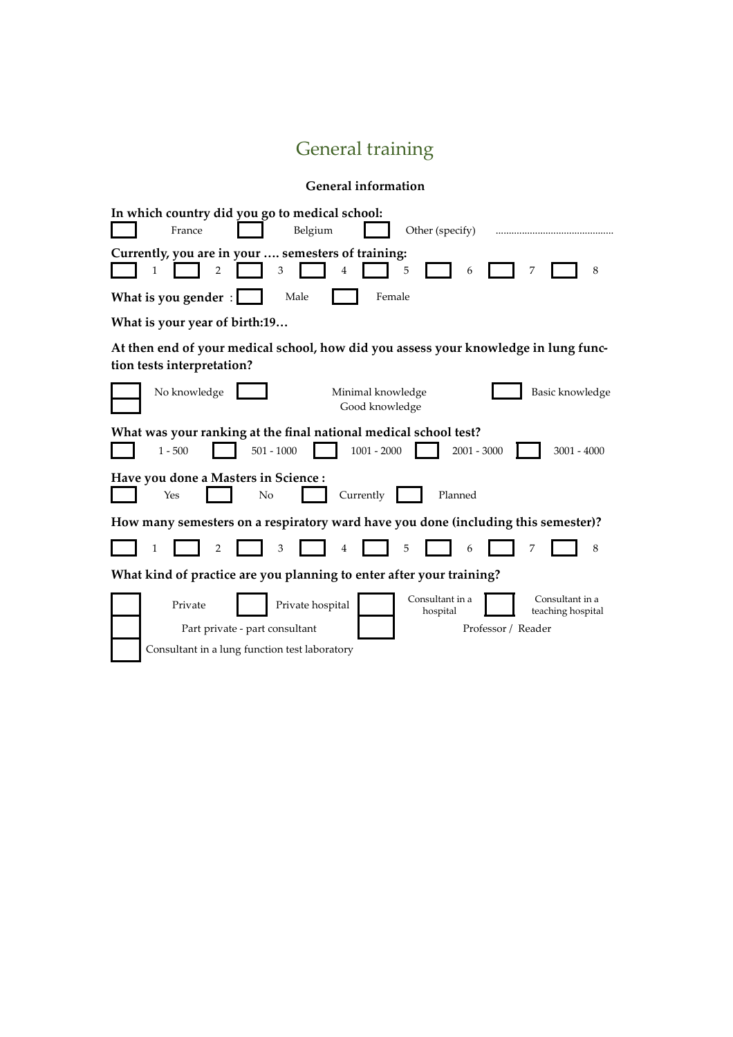# General training

## General information

**In which country did you go to medical school:**

☐ France ☐ Belgium ☐ Other (specify) ..............................................

**Currently, you are in your …. semesters of training:**

☐ 1 ☐ 2 ☐ 3 ☐ 4 ☐ 5 ☐ 6 ☐ 7 ☐ 8

**What is you gender** : ☐ Male ☐ Female

**What is your year of birth:19…**

**At then end of your medical school, how did you assess your knowledge in lung function tests interpretation?**

☐ No knowledge ☐ Minimal knowledge ☐ Basic knowledge ☐ Good knowledge

**What was your ranking at the final national medical school test?**

☐ 1 - 500 ☐ 501 - 1000 ☐ 1001 - 2000 ☐ 2001 - 3000 ☐ 3001 - 4000

**Have you done a Masters in Science :**

☐ Yes ☐ No ☐ Currently ☐ Planned

**How many semesters on a respiratory ward have you done (including this semester)?**

☐ 1 ☐ 2 ☐ 3 ☐ 4 ☐ 5 ☐ 6 ☐ 7 ☐ 8

**What kind of practice are you planning to enter after your training?**

☐ Private ☐ Private hospital ☐ Consultant in a hospital ☐ Consultant in a teaching hospital

☐ Part private - part consultant ☐ Professor / Reader

☐ Consultant in a lung function test laboratory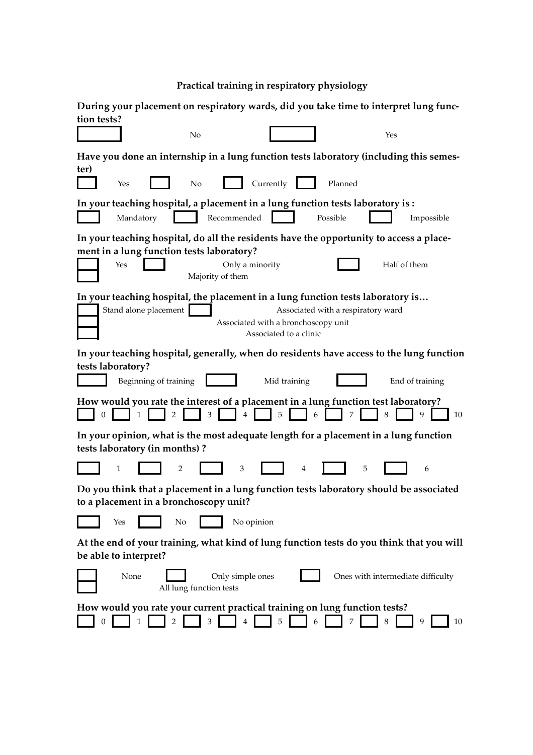**Practical training in respiratory physiology**

**During your placement on respiratory wards, did you take time to interpret lung function tests?**

☐ No ☐ Yes

**Have you done an internship in a lung function tests laboratory (including this semester)**

☐ Yes ☐ No ☐ Currently ☐ Planned

**In your teaching hospital, a placement in a lung function tests laboratory is :**

☐ Mandatory ☐ Recommended ☐ Possible ☐ Impossible

**In your teaching hospital, do all the residents have the opportunity to access a placement in a lung function tests laboratory?**

☐ Yes ☐ Only a minority ☐ Half of them ☐ Majority of them

**In your teaching hospital, the placement in a lung function tests laboratory is…**

☐ Stand alone placement ☐ Associated with a respiratory ward ☐ Associated with a bronchoscopy unit ☐ Associated to a clinic

**In your teaching hospital, generally, when do residents have access to the lung function tests laboratory?**

☐ Beginning of training ☐ Mid training ☐ End of training

**How would you rate the interest of a placement in a lung function test laboratory?**

☐ 0 ☐ 1 ☐ 2 ☐ 3 ☐ 4 ☐ 5 ☐ 6 ☐ 7 ☐ 8 ☐ 9 ☐ 10

**In your opinion, what is the most adequate length for a placement in a lung function tests laboratory (in months) ?**

☐ 1 ☐ 2 ☐ 3 ☐ 4 ☐ 5 ☐ 6

**Do you think that a placement in a lung function tests laboratory should be associated to a placement in a bronchoscopy unit?**

☐ Yes ☐ No ☐ No opinion

**At the end of your training, what kind of lung function tests do you think that you will be able to interpret?**

☐ None ☐ Only simple ones ☐ Ones with intermediate difficulty ☐ All lung function tests

**How would you rate your current practical training on lung function tests?**

☐ 0 ☐ 1 ☐ 2 ☐ 3 ☐ 4 ☐ 5 ☐ 6 ☐ 7 ☐ 8 ☐ 9 ☐ 10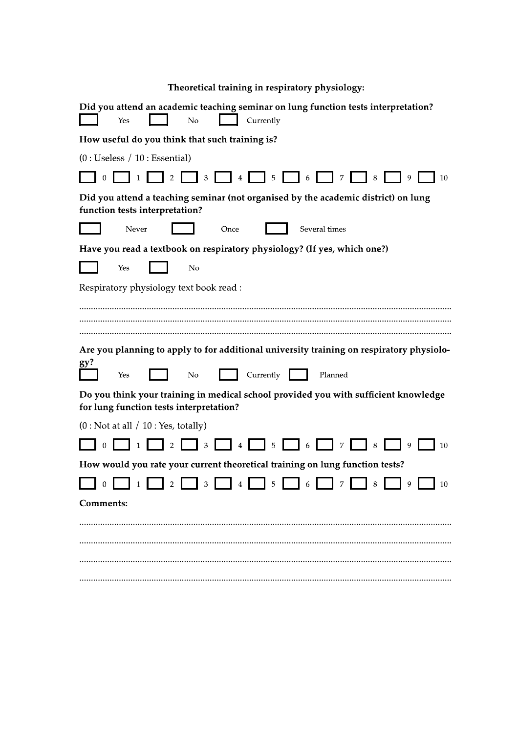**Theoretical training in respiratory physiology:**

**Did you attend an academic teaching seminar on lung function tests interpretation?**

☐ Yes ☐ No ☐ Currently

**How useful do you think that such training is?**

(0 : Useless / 10 : Essential)

☐ 0 ☐ 1 ☐ 2 ☐ 3 ☐ 4 ☐ 5 ☐ 6 ☐ 7 ☐ 8 ☐ 9 ☐ 10

**Did you attend a teaching seminar (not organised by the academic district) on lung function tests interpretation?**

☐ Never ☐ Once ☐ Several times

**Have you read a textbook on respiratory physiology? (If yes, which one?)**

☐ Yes ☐ No

Respiratory physiology text book read :

..................................................................................................................................................

..................................................................................................................................................

..................................................................................................................................................

**Are you planning to apply to for additional university training on respiratory physiology?**

☐ Yes ☐ No ☐ Currently ☐ Planned

**Do you think your training in medical school provided you with sufficient knowledge for lung function tests interpretation?**

(0 : Not at all / 10 : Yes, totally)

☐ 0 ☐ 1 ☐ 2 ☐ 3 ☐ 4 ☐ 5 ☐ 6 ☐ 7 ☐ 8 ☐ 9 ☐ 10

**How would you rate your current theoretical training on lung function tests?**

☐ 0 ☐ 1 ☐ 2 ☐ 3 ☐ 4 ☐ 5 ☐ 6 ☐ 7 ☐ 8 ☐ 9 ☐ 10

**Comments:**

..................................................................................................................................................

..................................................................................................................................................

..................................................................................................................................................

..................................................................................................................................................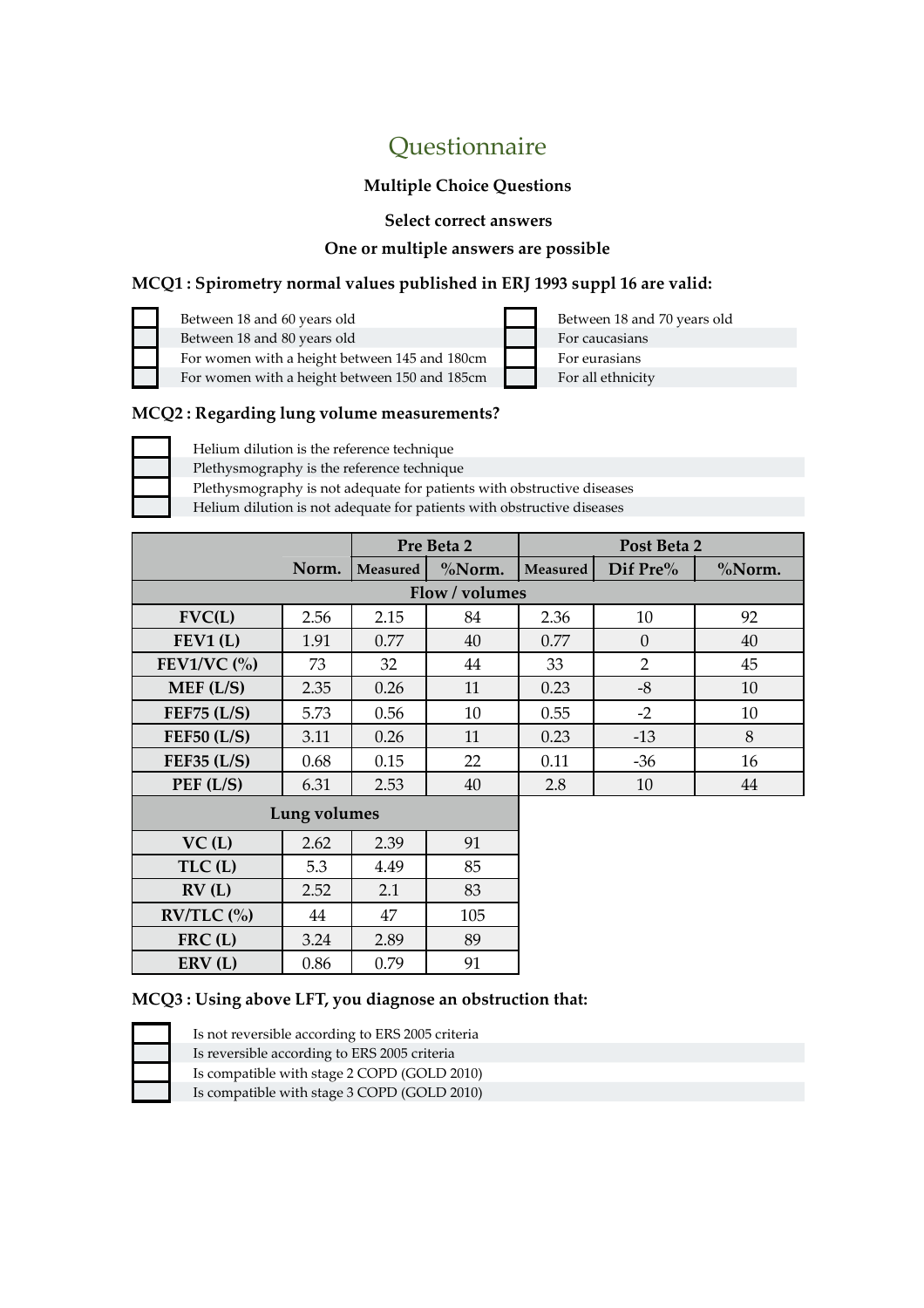# Questionnaire

**Multiple Choice Questions**

**Select correct answers**

**One or multiple answers are possible**

### MCQ1 : Spirometry normal values published in ERJ 1993 suppl 16 are valid:

- [ ] Between 18 and 60 years old
- [ ] Between 18 and 80 years old
- [ ] For women with a height between 145 and 180cm
- [ ] For women with a height between 150 and 185cm
- [ ] Between 18 and 70 years old
- [ ] For caucasians
- [ ] For eurasians
- [ ] For all ethnicity

### MCQ2 : Regarding lung volume measurements?

- [ ] Helium dilution is the reference technique
- [ ] Plethysmography is the reference technique
- [ ] Plethysmography is not adequate for patients with obstructive diseases
- [ ] Helium dilution is not adequate for patients with obstructive diseases

| | | Pre Beta 2 | | Post Beta 2 | | |
|---|---|---|---|---|---|---|
| | Norm. | Measured | %Norm. | Measured | Dif Pre% | %Norm. |
| **Flow / volumes** | | | | | | |
| **FVC(L)** | 2.56 | 2.15 | 84 | 2.36 | 10 | 92 |
| **FEV1 (L)** | 1.91 | 0.77 | 40 | 0.77 | 0 | 40 |
| **FEV1/VC (%)** | 73 | 32 | 44 | 33 | 2 | 45 |
| **MEF (L/S)** | 2.35 | 0.26 | 11 | 0.23 | -8 | 10 |
| **FEF75 (L/S)** | 5.73 | 0.56 | 10 | 0.55 | -2 | 10 |
| **FEF50 (L/S)** | 3.11 | 0.26 | 11 | 0.23 | -13 | 8 |
| **FEF35 (L/S)** | 0.68 | 0.15 | 22 | 0.11 | -36 | 16 |
| **PEF (L/S)** | 6.31 | 2.53 | 40 | 2.8 | 10 | 44 |
| **Lung volumes** | | | | | | |
| **VC (L)** | 2.62 | 2.39 | 91 | | | |
| **TLC (L)** | 5.3 | 4.49 | 85 | | | |
| **RV (L)** | 2.52 | 2.1 | 83 | | | |
| **RV/TLC (%)** | 44 | 47 | 105 | | | |
| **FRC (L)** | 3.24 | 2.89 | 89 | | | |
| **ERV (L)** | 0.86 | 0.79 | 91 | | | |

### MCQ3 : Using above LFT, you diagnose an obstruction that:

- [ ] Is not reversible according to ERS 2005 criteria
- [ ] Is reversible according to ERS 2005 criteria
- [ ] Is compatible with stage 2 COPD (GOLD 2010)
- [ ] Is compatible with stage 3 COPD (GOLD 2010)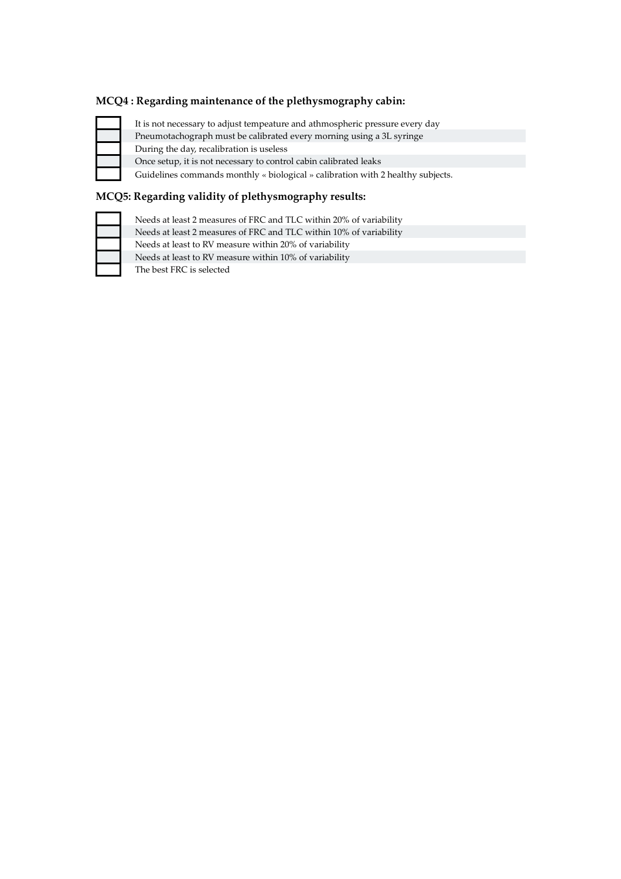**MCQ4 : Regarding maintenance of the plethysmography cabin:**

- [ ] It is not necessary to adjust tempeature and athmospheric pressure every day
- [ ] Pneumotachograph must be calibrated every morning using a 3L syringe
- [ ] During the day, recalibration is useless
- [ ] Once setup, it is not necessary to control cabin calibrated leaks
- [ ] Guidelines commands monthly « biological » calibration with 2 healthy subjects.

**MCQ5: Regarding validity of plethysmography results:**

- [ ] Needs at least 2 measures of FRC and TLC within 20% of variability
- [ ] Needs at least 2 measures of FRC and TLC within 10% of variability
- [ ] Needs at least to RV measure within 20% of variability
- [ ] Needs at least to RV measure within 10% of variability
- [ ] The best FRC is selected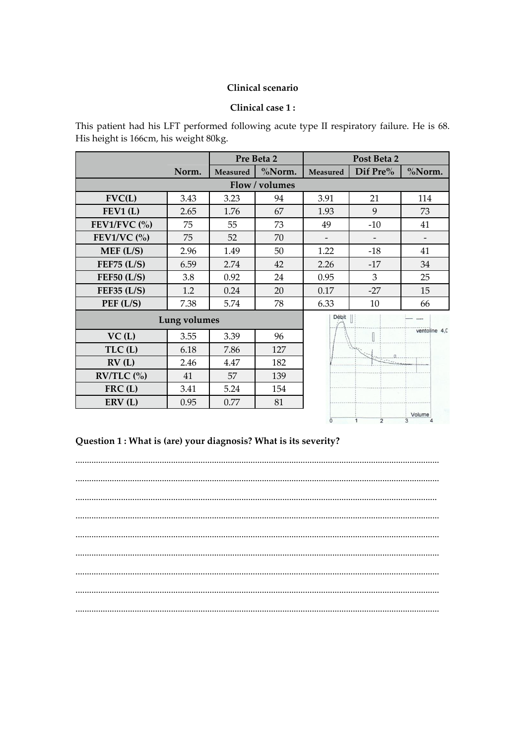**Clinical scenario**

**Clinical case 1 :**

This patient had his LFT performed following acute type II respiratory failure. He is 68. His height is 166cm, his weight 80kg.

| | | Pre Beta 2 | | Post Beta 2 | | |
|---|---|---|---|---|---|---|
| | **Norm.** | **Measured** | **%Norm.** | **Measured** | **Dif Pre%** | **%Norm.** |
| **Flow / volumes** | | | | | | |
| **FVC(L)** | 3.43 | 3.23 | 94 | 3.91 | 21 | 114 |
| **FEV1 (L)** | 2.65 | 1.76 | 67 | 1.93 | 9 | 73 |
| **FEV1/FVC (%)** | 75 | 55 | 73 | 49 | -10 | 41 |
| **FEV1/VC (%)** | 75 | 52 | 70 | - | - | - |
| **MEF (L/S)** | 2.96 | 1.49 | 50 | 1.22 | -18 | 41 |
| **FEF75 (L/S)** | 6.59 | 2.74 | 42 | 2.26 | -17 | 34 |
| **FEF50 (L/S)** | 3.8 | 0.92 | 24 | 0.95 | 3 | 25 |
| **FEF35 (L/S)** | 1.2 | 0.24 | 20 | 0.17 | -27 | 15 |
| **PEF (L/S)** | 7.38 | 5.74 | 78 | 6.33 | 10 | 66 |

| **Lung volumes** | | | |
|---|---|---|---|
| **VC (L)** | 3.55 | 3.39 | 96 |
| **TLC (L)** | 6.18 | 7.86 | 127 |
| **RV (L)** | 2.46 | 4.47 | 182 |
| **RV/TLC (%)** | 41 | 57 | 139 |
| **FRC (L)** | 3.41 | 5.24 | 154 |
| **ERV (L)** | 0.95 | 0.77 | 81 |

**Question 1 : What is (are) your diagnosis? What is its severity?**

........................................................................................................................................

........................................................................................................................................

........................................................................................................................................

........................................................................................................................................

........................................................................................................................................

........................................................................................................................................

........................................................................................................................................

........................................................................................................................................

........................................................................................................................................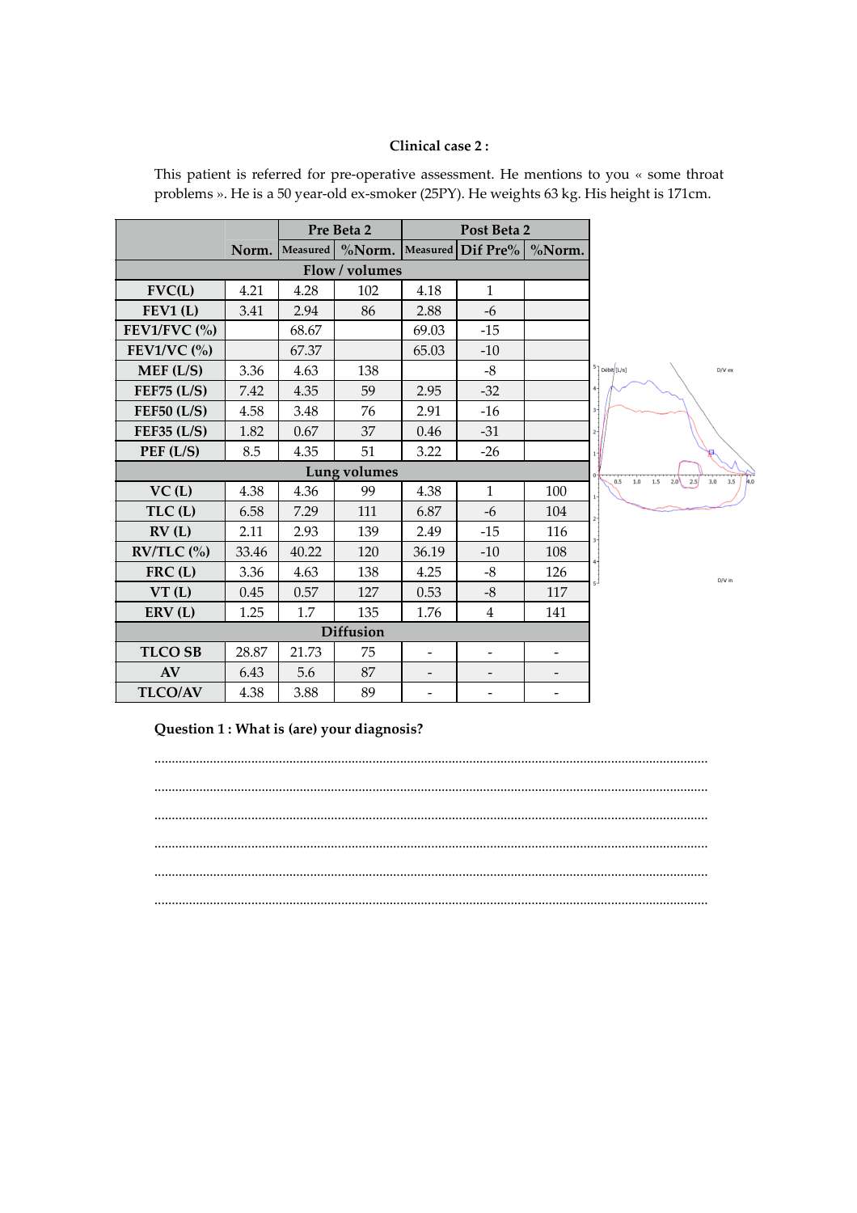**Clinical case 2 :**

This patient is referred for pre-operative assessment. He mentions to you « some throat problems ». He is a 50 year-old ex-smoker (25PY). He weights 63 kg. His height is 171cm.

| | | Pre Beta 2 | | Post Beta 2 | | |
|---|---|---|---|---|---|---|
| | Norm. | Measured | %Norm. | Measured | Dif Pre% | %Norm. |
| **Flow / volumes** | | | | | | |
| **FVC(L)** | 4.21 | 4.28 | 102 | 4.18 | 1 | |
| **FEV1 (L)** | 3.41 | 2.94 | 86 | 2.88 | -6 | |
| **FEV1/FVC (%)** | | 68.67 | | 69.03 | -15 | |
| **FEV1/VC (%)** | | 67.37 | | 65.03 | -10 | |
| **MEF (L/S)** | 3.36 | 4.63 | 138 | | -8 | |
| **FEF75 (L/S)** | 7.42 | 4.35 | 59 | 2.95 | -32 | |
| **FEF50 (L/S)** | 4.58 | 3.48 | 76 | 2.91 | -16 | |
| **FEF35 (L/S)** | 1.82 | 0.67 | 37 | 0.46 | -31 | |
| **PEF (L/S)** | 8.5 | 4.35 | 51 | 3.22 | -26 | |
| **Lung volumes** | | | | | | |
| **VC (L)** | 4.38 | 4.36 | 99 | 4.38 | 1 | 100 |
| **TLC (L)** | 6.58 | 7.29 | 111 | 6.87 | -6 | 104 |
| **RV (L)** | 2.11 | 2.93 | 139 | 2.49 | -15 | 116 |
| **RV/TLC (%)** | 33.46 | 40.22 | 120 | 36.19 | -10 | 108 |
| **FRC (L)** | 3.36 | 4.63 | 138 | 4.25 | -8 | 126 |
| **VT (L)** | 0.45 | 0.57 | 127 | 0.53 | -8 | 117 |
| **ERV (L)** | 1.25 | 1.7 | 135 | 1.76 | 4 | 141 |
| **Diffusion** | | | | | | |
| **TLCO SB** | 28.87 | 21.73 | 75 | - | - | - |
| **AV** | 6.43 | 5.6 | 87 | - | - | - |
| **TLCO/AV** | 4.38 | 3.88 | 89 | - | - | - |

**Question 1 : What is (are) your diagnosis?**

..........................................................................................................................................

..........................................................................................................................................

..........................................................................................................................................

..........................................................................................................................................

..........................................................................................................................................

..........................................................................................................................................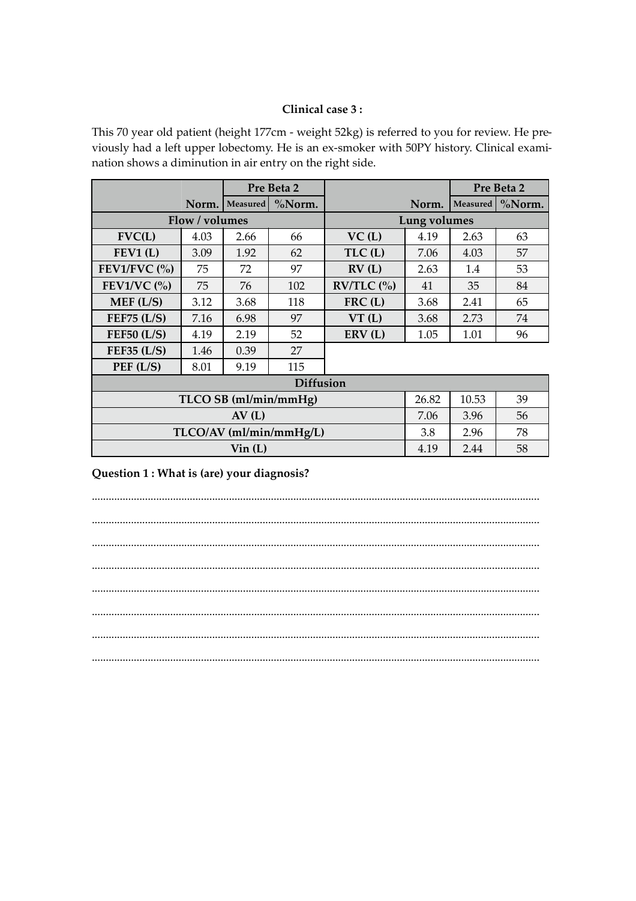**Clinical case 3 :**

This 70 year old patient (height 177cm - weight 52kg) is referred to you for review. He previously had a left upper lobectomy. He is an ex-smoker with 50PY history. Clinical examination shows a diminution in air entry on the right side.

| | | Pre Beta 2 | | | | Pre Beta 2 | |
|---|---|---|---|---|---|---|---|
| | Norm. | Measured | %Norm. | | Norm. | Measured | %Norm. |
| **Flow / volumes** | | | | **Lung volumes** | | | |
| **FVC(L)** | 4.03 | 2.66 | 66 | **VC (L)** | 4.19 | 2.63 | 63 |
| **FEV1 (L)** | 3.09 | 1.92 | 62 | **TLC (L)** | 7.06 | 4.03 | 57 |
| **FEV1/FVC (%)** | 75 | 72 | 97 | **RV (L)** | 2.63 | 1.4 | 53 |
| **FEV1/VC (%)** | 75 | 76 | 102 | **RV/TLC (%)** | 41 | 35 | 84 |
| **MEF (L/S)** | 3.12 | 3.68 | 118 | **FRC (L)** | 3.68 | 2.41 | 65 |
| **FEF75 (L/S)** | 7.16 | 6.98 | 97 | **VT (L)** | 3.68 | 2.73 | 74 |
| **FEF50 (L/S)** | 4.19 | 2.19 | 52 | **ERV (L)** | 1.05 | 1.01 | 96 |
| **FEF35 (L/S)** | 1.46 | 0.39 | 27 | | | | |
| **PEF (L/S)** | 8.01 | 9.19 | 115 | | | | |
| **Diffusion** | | | | | | | |
| **TLCO SB (ml/min/mmHg)** | | | | | 26.82 | 10.53 | 39 |
| **AV (L)** | | | | | 7.06 | 3.96 | 56 |
| **TLCO/AV (ml/min/mmHg/L)** | | | | | 3.8 | 2.96 | 78 |
| **Vin (L)** | | | | | 4.19 | 2.44 | 58 |

**Question 1 : What is (are) your diagnosis?**

..........................................................................................................................................................

..........................................................................................................................................................

..........................................................................................................................................................

..........................................................................................................................................................

..........................................................................................................................................................

..........................................................................................................................................................

..........................................................................................................................................................

..........................................................................................................................................................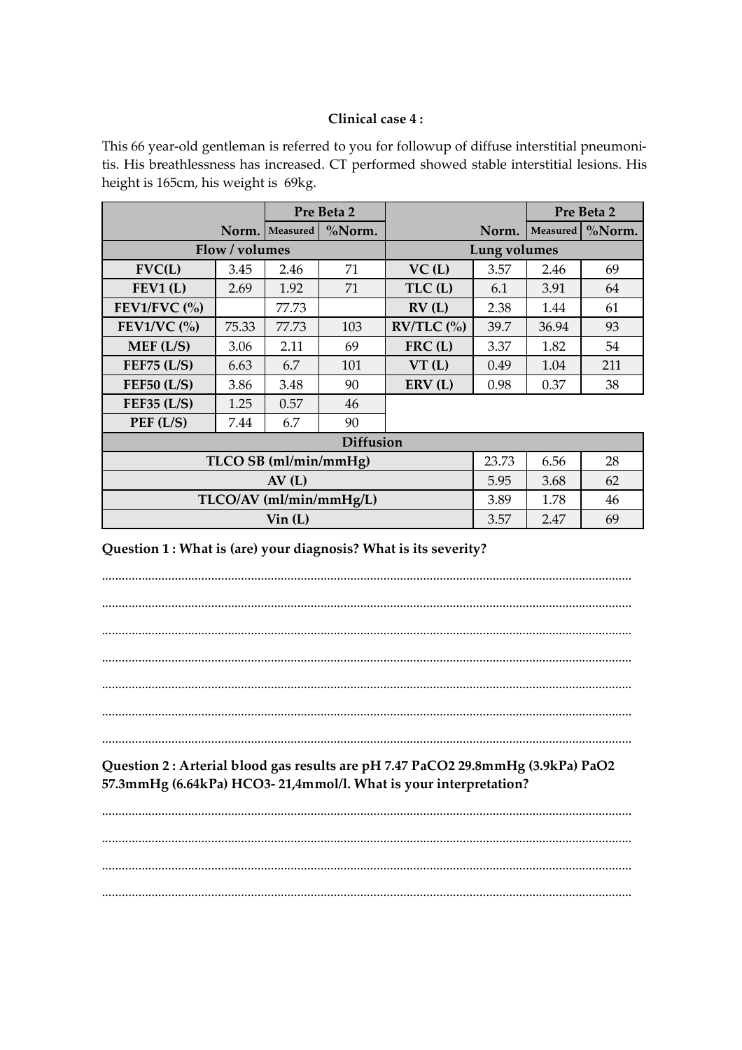**Clinical case 4 :**

This 66 year-old gentleman is referred to you for followup of diffuse interstitial pneumonitis. His breathlessness has increased. CT performed showed stable interstitial lesions. His height is 165cm, his weight is 69kg.

| | | Pre Beta 2 | | | | Pre Beta 2 | |
|---|---|---|---|---|---|---|---|
| | Norm. | Measured | %Norm. | | Norm. | Measured | %Norm. |
| Flow / volumes | | | | Lung volumes | | | |
| FVC(L) | 3.45 | 2.46 | 71 | VC (L) | 3.57 | 2.46 | 69 |
| FEV1 (L) | 2.69 | 1.92 | 71 | TLC (L) | 6.1 | 3.91 | 64 |
| FEV1/FVC (%) | | 77.73 | | RV (L) | 2.38 | 1.44 | 61 |
| FEV1/VC (%) | 75.33 | 77.73 | 103 | RV/TLC (%) | 39.7 | 36.94 | 93 |
| MEF (L/S) | 3.06 | 2.11 | 69 | FRC (L) | 3.37 | 1.82 | 54 |
| FEF75 (L/S) | 6.63 | 6.7 | 101 | VT (L) | 0.49 | 1.04 | 211 |
| FEF50 (L/S) | 3.86 | 3.48 | 90 | ERV (L) | 0.98 | 0.37 | 38 |
| FEF35 (L/S) | 1.25 | 0.57 | 46 | | | | |
| PEF (L/S) | 7.44 | 6.7 | 90 | | | | |
| Diffusion | | | | | | | |
| TLCO SB (ml/min/mmHg) | | | | | 23.73 | 6.56 | 28 |
| AV (L) | | | | | 5.95 | 3.68 | 62 |
| TLCO/AV (ml/min/mmHg/L) | | | | | 3.89 | 1.78 | 46 |
| Vin (L) | | | | | 3.57 | 2.47 | 69 |

**Question 1 : What is (are) your diagnosis? What is its severity?**

.............................................................................................................................................

.............................................................................................................................................

.............................................................................................................................................

.............................................................................................................................................

.............................................................................................................................................

.............................................................................................................................................

.............................................................................................................................................

**Question 2 : Arterial blood gas results are pH 7.47 $PaCO_2$ 29.8mmHg (3.9kPa) $PaO_2$ 57.3mmHg (6.64kPa) $HCO_3^-$ 21,4mmol/l. What is your interpretation?**

.............................................................................................................................................

.............................................................................................................................................

.............................................................................................................................................

.............................................................................................................................................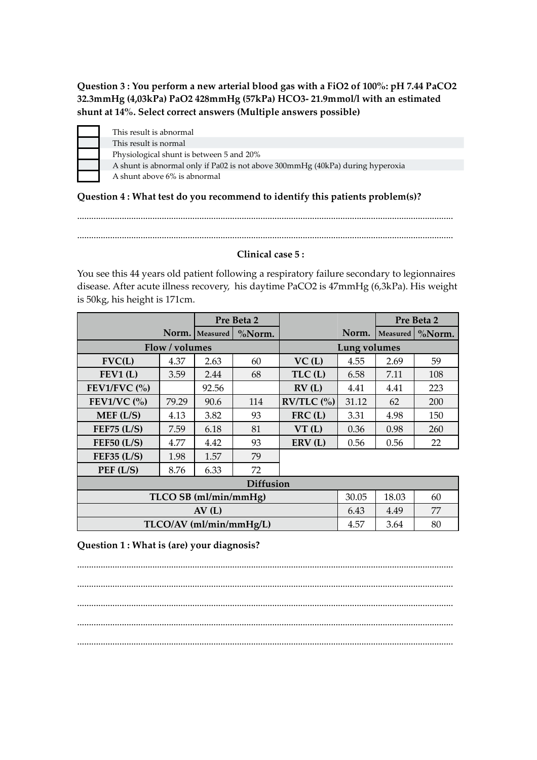**Question 3 : You perform a new arterial blood gas with a FiO2 of 100%: pH 7.44 PaCO2 32.3mmHg (4,03kPa) PaO2 428mmHg (57kPa) HCO3- 21.9mmol/l with an estimated shunt at 14%. Select correct answers (Multiple answers possible)**

- [ ] This result is abnormal
- [ ] This result is normal
- [ ] Physiological shunt is between 5 and 20%
- [ ] A shunt is abnormal only if Pa02 is not above 300mmHg (40kPa) during hyperoxia
- [ ] A shunt above 6% is abnormal

**Question 4 : What test do you recommend to identify this patients problem(s)?**

..............................................................................................................................................

..............................................................................................................................................

**Clinical case 5 :**

You see this 44 years old patient following a respiratory failure secondary to legionnaires disease. After acute illness recovery, his daytime PaCO2 is 47mmHg (6,3kPa). His weight is 50kg, his height is 171cm.

| | Norm. | Pre Beta 2 | | | Norm. | Pre Beta 2 | |
|---|---|---|---|---|---|---|---|
| | | Measured | %Norm. | | | Measured | %Norm. |
| **Flow / volumes** | | | | **Lung volumes** | | | |
| **FVC(L)** | 4.37 | 2.63 | 60 | **VC (L)** | 4.55 | 2.69 | 59 |
| **FEV1 (L)** | 3.59 | 2.44 | 68 | **TLC (L)** | 6.58 | 7.11 | 108 |
| **FEV1/FVC (%)** | | 92.56 | | **RV (L)** | 4.41 | 4.41 | 223 |
| **FEV1/VC (%)** | 79.29 | 90.6 | 114 | **RV/TLC (%)** | 31.12 | 62 | 200 |
| **MEF (L/S)** | 4.13 | 3.82 | 93 | **FRC (L)** | 3.31 | 4.98 | 150 |
| **FEF75 (L/S)** | 7.59 | 6.18 | 81 | **VT (L)** | 0.36 | 0.98 | 260 |
| **FEF50 (L/S)** | 4.77 | 4.42 | 93 | **ERV (L)** | 0.56 | 0.56 | 22 |
| **FEF35 (L/S)** | 1.98 | 1.57 | 79 | | | | |
| **PEF (L/S)** | 8.76 | 6.33 | 72 | | | | |
| **Diffusion** | | | | | | | |
| **TLCO SB (ml/min/mmHg)** | | | | | 30.05 | 18.03 | 60 |
| **AV (L)** | | | | | 6.43 | 4.49 | 77 |
| **TLCO/AV (ml/min/mmHg/L)** | | | | | 4.57 | 3.64 | 80 |

**Question 1 : What is (are) your diagnosis?**

..............................................................................................................................................

..............................................................................................................................................

..............................................................................................................................................

..............................................................................................................................................

..............................................................................................................................................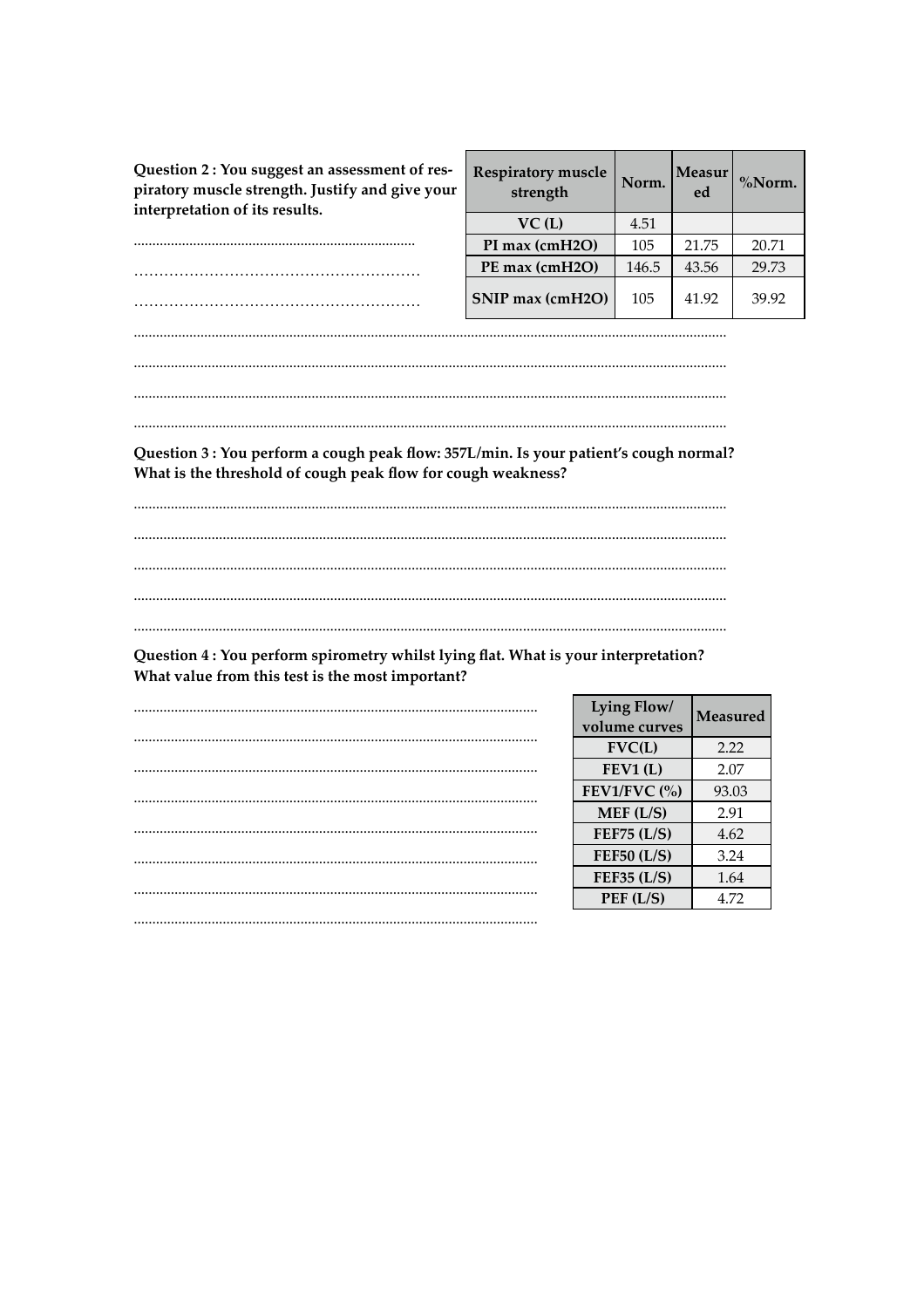**Question 2 : You suggest an assessment of respiratory muscle strength. Justify and give your interpretation of its results.**

| Respiratory muscle strength | Norm. | Measured | %Norm. |
|---|---|---|---|
| VC (L) | 4.51 | | |
| PI max (cmH2O) | 105 | 21.75 | 20.71 |
| PE max (cmH2O) | 146.5 | 43.56 | 29.73 |
| SNIP max (cmH2O) | 105 | 41.92 | 39.92 |

...........................................................................

………………………………………………

………………………………………………

..........................................................................................................................................

..........................................................................................................................................

..........................................................................................................................................

..........................................................................................................................................

**Question 3 : You perform a cough peak flow: 357L/min. Is your patient's cough normal? What is the threshold of cough peak flow for cough weakness?**

..........................................................................................................................................

..........................................................................................................................................

..........................................................................................................................................

..........................................................................................................................................

..........................................................................................................................................

**Question 4 : You perform spirometry whilst lying flat. What is your interpretation? What value from this test is the most important?**

| Lying Flow/ volume curves | Measured |
|---|---|
| FVC(L) | 2.22 |
| FEV1 (L) | 2.07 |
| FEV1/FVC (%) | 93.03 |
| MEF (L/S) | 2.91 |
| FEF75 (L/S) | 4.62 |
| FEF50 (L/S) | 3.24 |
| FEF35 (L/S) | 1.64 |
| PEF (L/S) | 4.72 |

............................................................................................

............................................................................................

............................................................................................

............................................................................................

............................................................................................

............................................................................................

............................................................................................

............................................................................................